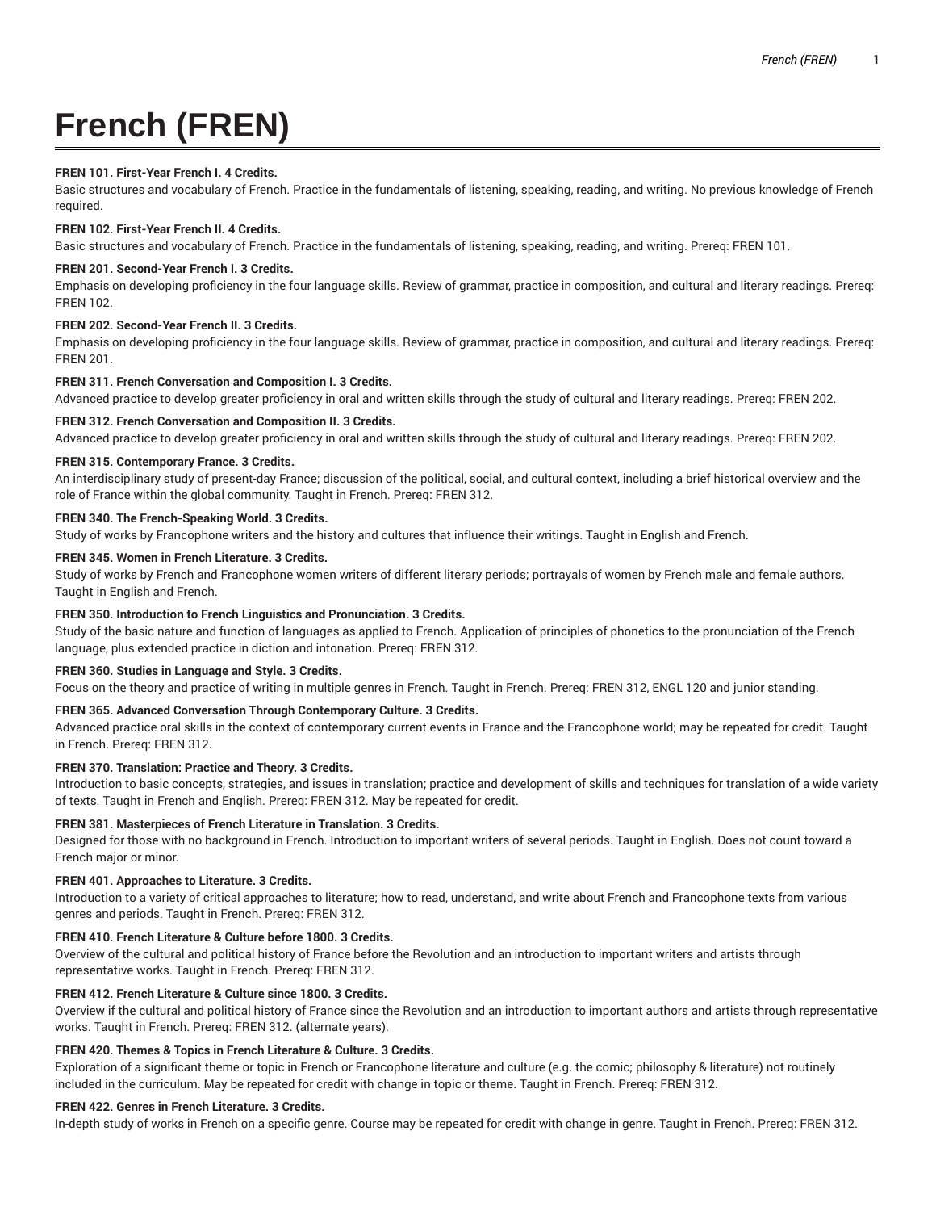# French (FREN)

**FREN 101. First-Year French I. 4 Credits.**
Basic structures and vocabulary of French. Practice in the fundamentals of listening, speaking, reading, and writing. No previous knowledge of French required.

**FREN 102. First-Year French II. 4 Credits.**
Basic structures and vocabulary of French. Practice in the fundamentals of listening, speaking, reading, and writing. Prereq: FREN 101.

**FREN 201. Second-Year French I. 3 Credits.**
Emphasis on developing proficiency in the four language skills. Review of grammar, practice in composition, and cultural and literary readings. Prereq: FREN 102.

**FREN 202. Second-Year French II. 3 Credits.**
Emphasis on developing proficiency in the four language skills. Review of grammar, practice in composition, and cultural and literary readings. Prereq: FREN 201.

**FREN 311. French Conversation and Composition I. 3 Credits.**
Advanced practice to develop greater proficiency in oral and written skills through the study of cultural and literary readings. Prereq: FREN 202.

**FREN 312. French Conversation and Composition II. 3 Credits.**
Advanced practice to develop greater proficiency in oral and written skills through the study of cultural and literary readings. Prereq: FREN 202.

**FREN 315. Contemporary France. 3 Credits.**
An interdisciplinary study of present-day France; discussion of the political, social, and cultural context, including a brief historical overview and the role of France within the global community. Taught in French. Prereq: FREN 312.

**FREN 340. The French-Speaking World. 3 Credits.**
Study of works by Francophone writers and the history and cultures that influence their writings. Taught in English and French.

**FREN 345. Women in French Literature. 3 Credits.**
Study of works by French and Francophone women writers of different literary periods; portrayals of women by French male and female authors. Taught in English and French.

**FREN 350. Introduction to French Linguistics and Pronunciation. 3 Credits.**
Study of the basic nature and function of languages as applied to French. Application of principles of phonetics to the pronunciation of the French language, plus extended practice in diction and intonation. Prereq: FREN 312.

**FREN 360. Studies in Language and Style. 3 Credits.**
Focus on the theory and practice of writing in multiple genres in French. Taught in French. Prereq: FREN 312, ENGL 120 and junior standing.

**FREN 365. Advanced Conversation Through Contemporary Culture. 3 Credits.**
Advanced practice oral skills in the context of contemporary current events in France and the Francophone world; may be repeated for credit. Taught in French. Prereq: FREN 312.

**FREN 370. Translation: Practice and Theory. 3 Credits.**
Introduction to basic concepts, strategies, and issues in translation; practice and development of skills and techniques for translation of a wide variety of texts. Taught in French and English. Prereq: FREN 312. May be repeated for credit.

**FREN 381. Masterpieces of French Literature in Translation. 3 Credits.**
Designed for those with no background in French. Introduction to important writers of several periods. Taught in English. Does not count toward a French major or minor.

**FREN 401. Approaches to Literature. 3 Credits.**
Introduction to a variety of critical approaches to literature; how to read, understand, and write about French and Francophone texts from various genres and periods. Taught in French. Prereq: FREN 312.

**FREN 410. French Literature & Culture before 1800. 3 Credits.**
Overview of the cultural and political history of France before the Revolution and an introduction to important writers and artists through representative works. Taught in French. Prereq: FREN 312.

**FREN 412. French Literature & Culture since 1800. 3 Credits.**
Overview if the cultural and political history of France since the Revolution and an introduction to important authors and artists through representative works. Taught in French. Prereq: FREN 312. (alternate years).

**FREN 420. Themes & Topics in French Literature & Culture. 3 Credits.**
Exploration of a significant theme or topic in French or Francophone literature and culture (e.g. the comic; philosophy & literature) not routinely included in the curriculum. May be repeated for credit with change in topic or theme. Taught in French. Prereq: FREN 312.

**FREN 422. Genres in French Literature. 3 Credits.**
In-depth study of works in French on a specific genre. Course may be repeated for credit with change in genre. Taught in French. Prereq: FREN 312.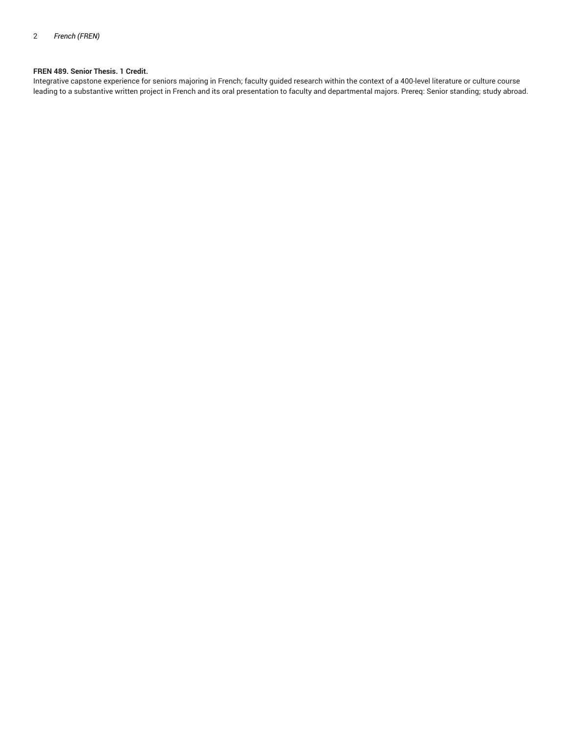**FREN 489. Senior Thesis. 1 Credit.**
Integrative capstone experience for seniors majoring in French; faculty guided research within the context of a 400-level literature or culture course leading to a substantive written project in French and its oral presentation to faculty and departmental majors. Prereq: Senior standing; study abroad.